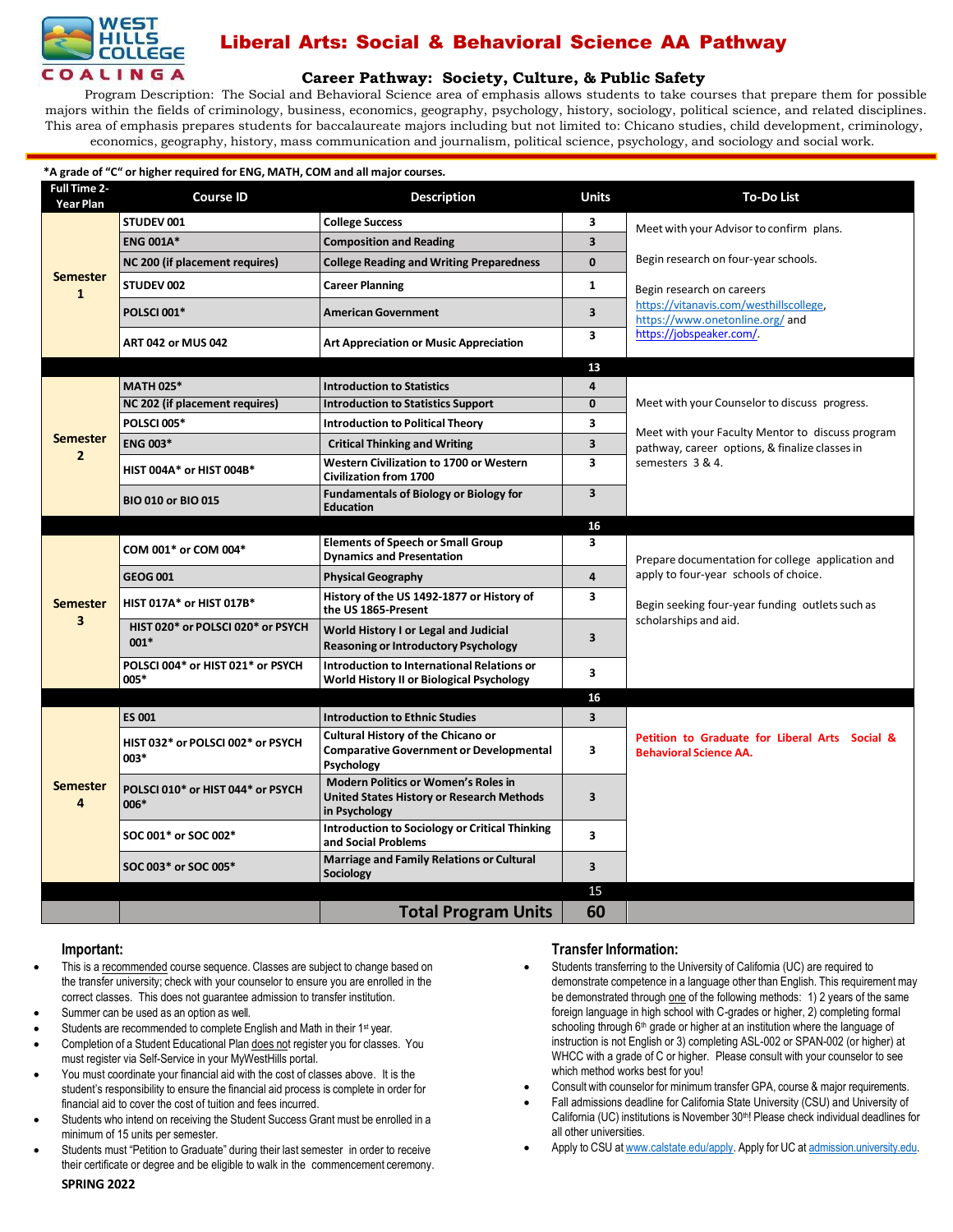# Liberal Arts: Social & Behavioral Science AA Pathway

West Hills College Coalinga

## Career Pathway: Society, Culture, & Public Safety

Program Description: The Social and Behavioral Science area of emphasis allows students to take courses that prepare them for possible majors within the fields of criminology, business, economics, geography, psychology, history, sociology, political science, and related disciplines. This area of emphasis prepares students for baccalaureate majors including but not limited to: Chicano studies, child development, criminology, economics, geography, history, mass communication and journalism, political science, psychology, and sociology and social work.

**\*A grade of "C" or higher required for ENG, MATH, COM and all major courses.**

| Full Time 2-Year Plan | Course ID | Description | Units | To-Do List |
|---|---|---|---|---|
| Semester 1 | STUDEV 001 | College Success | 3 | Meet with your Advisor to confirm plans.<br>Begin research on four-year schools.<br>Begin research on careers https://vitanavis.com/westhillscollege, https://www.onetonline.org/ and https://jobspeaker.com/. |
| | ENG 001A* | Composition and Reading | 3 | |
| | NC 200 (if placement requires) | College Reading and Writing Preparedness | 0 | |
| | STUDEV 002 | Career Planning | 1 | |
| | POLSCI 001* | American Government | 3 | |
| | ART 042 or MUS 042 | Art Appreciation or Music Appreciation | 3 | |
| | | | 13 | |
| Semester 2 | MATH 025* | Introduction to Statistics | 4 | Meet with your Counselor to discuss progress.<br>Meet with your Faculty Mentor to discuss program pathway, career options, & finalize classes in semesters 3 & 4. |
| | NC 202 (if placement requires) | Introduction to Statistics Support | 0 | |
| | POLSCI 005* | Introduction to Political Theory | 3 | |
| | ENG 003* | Critical Thinking and Writing | 3 | |
| | HIST 004A* or HIST 004B* | Western Civilization to 1700 or Western Civilization from 1700 | 3 | |
| | BIO 010 or BIO 015 | Fundamentals of Biology or Biology for Education | 3 | |
| | | | 16 | |
| Semester 3 | COM 001* or COM 004* | Elements of Speech or Small Group Dynamics and Presentation | 3 | Prepare documentation for college application and apply to four-year schools of choice.<br>Begin seeking four-year funding outlets such as scholarships and aid. |
| | GEOG 001 | Physical Geography | 4 | |
| | HIST 017A* or HIST 017B* | History of the US 1492-1877 or History of the US 1865-Present | 3 | |
| | HIST 020* or POLSCI 020* or PSYCH 001* | World History I or Legal and Judicial Reasoning or Introductory Psychology | 3 | |
| | POLSCI 004* or HIST 021* or PSYCH 005* | Introduction to International Relations or World History II or Biological Psychology | 3 | |
| | | | 16 | |
| Semester 4 | ES 001 | Introduction to Ethnic Studies | 3 | **Petition to Graduate for Liberal Arts Social & Behavioral Science AA.** |
| | HIST 032* or POLSCI 002* or PSYCH 003* | Cultural History of the Chicano or Comparative Government or Developmental Psychology | 3 | |
| | POLSCI 010* or HIST 044* or PSYCH 006* | Modern Politics or Women's Roles in United States History or Research Methods in Psychology | 3 | |
| | SOC 001* or SOC 002* | Introduction to Sociology or Critical Thinking and Social Problems | 3 | |
| | SOC 003* or SOC 005* | Marriage and Family Relations or Cultural Sociology | 3 | |
| | | | 15 | |
| | | **Total Program Units** | **60** | |

### Important:

- This is a recommended course sequence. Classes are subject to change based on the transfer university; check with your counselor to ensure you are enrolled in the correct classes. This does not guarantee admission to transfer institution.
- Summer can be used as an option as well.
- Students are recommended to complete English and Math in their 1st year.
- Completion of a Student Educational Plan does not register you for classes. You must register via Self-Service in your MyWestHills portal.
- You must coordinate your financial aid with the cost of classes above. It is the student's responsibility to ensure the financial aid process is complete in order for financial aid to cover the cost of tuition and fees incurred.
- Students who intend on receiving the Student Success Grant must be enrolled in a minimum of 15 units per semester.
- Students must "Petition to Graduate" during their last semester in order to receive their certificate or degree and be eligible to walk in the commencement ceremony.

### Transfer Information:

- Students transferring to the University of California (UC) are required to demonstrate competence in a language other than English. This requirement may be demonstrated through one of the following methods: 1) 2 years of the same foreign language in high school with C-grades or higher, 2) completing formal schooling through 6th grade or higher at an institution where the language of instruction is not English or 3) completing ASL-002 or SPAN-002 (or higher) at WHCC with a grade of C or higher. Please consult with your counselor to see which method works best for you!
- Consult with counselor for minimum transfer GPA, course & major requirements.
- Fall admissions deadline for California State University (CSU) and University of California (UC) institutions is November 30th! Please check individual deadlines for all other universities.
- Apply to CSU at www.calstate.edu/apply. Apply for UC at admission.university.edu.

**SPRING 2022**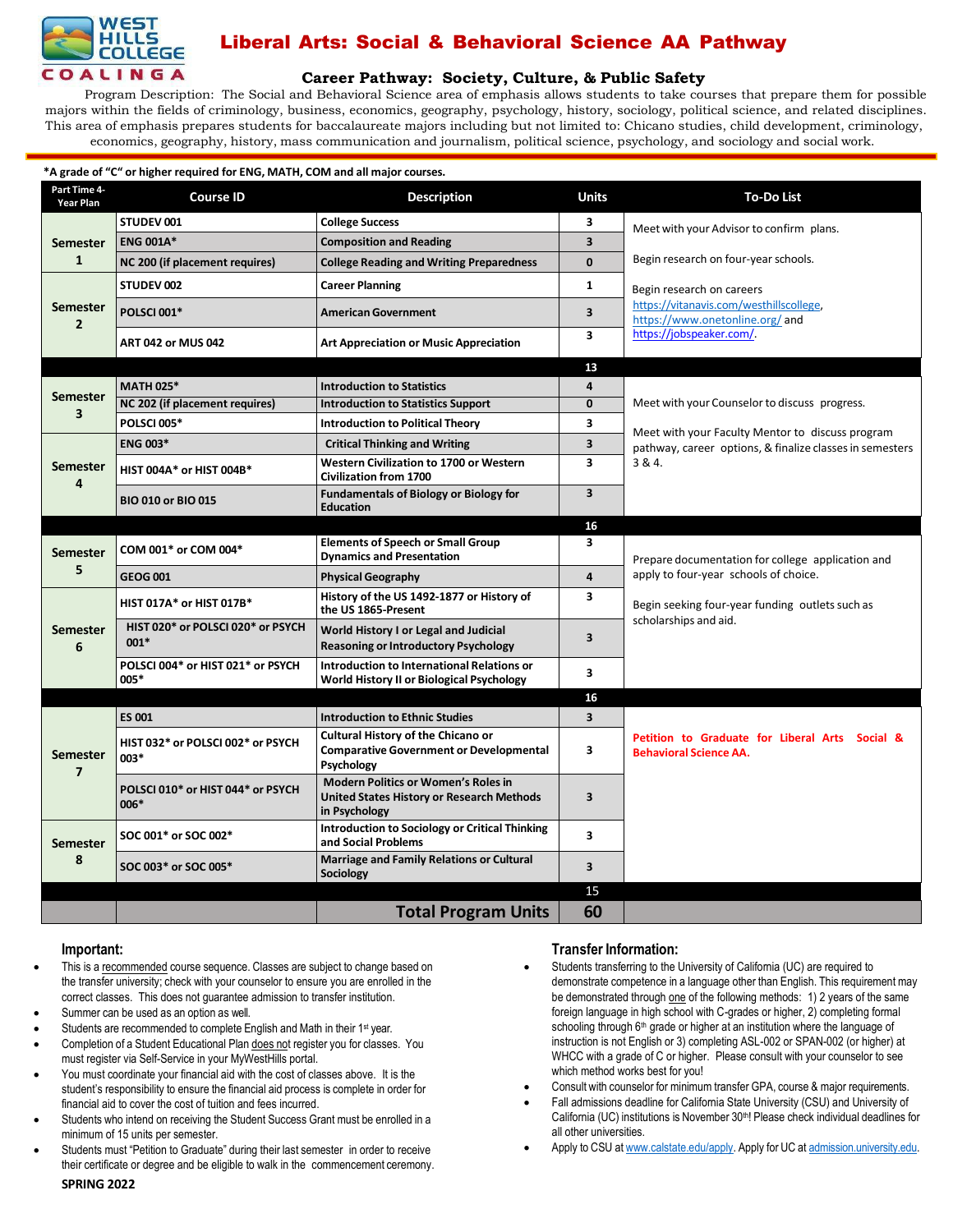# Liberal Arts: Social & Behavioral Science AA Pathway

### Career Pathway: Society, Culture, & Public Safety

Program Description: The Social and Behavioral Science area of emphasis allows students to take courses that prepare them for possible majors within the fields of criminology, business, economics, geography, psychology, history, sociology, political science, and related disciplines. This area of emphasis prepares students for baccalaureate majors including but not limited to: Chicano studies, child development, criminology, economics, geography, history, mass communication and journalism, political science, psychology, and sociology and social work.

**\*A grade of "C" or higher required for ENG, MATH, COM and all major courses.**

| Part Time 4-Year Plan | Course ID | Description | Units | To-Do List |
|---|---|---|---|---|
| Semester 1 | STUDEV 001 | College Success | 3 | Meet with your Advisor to confirm plans.<br><br>Begin research on four-year schools. |
| | ENG 001A* | Composition and Reading | 3 | |
| | NC 200 (if placement requires) | College Reading and Writing Preparedness | 0 | |
| Semester 2 | STUDEV 002 | Career Planning | 1 | Begin research on careers https://vitanavis.com/westhillscollege, https://www.onetonline.org/ and https://jobspeaker.com/. |
| | POLSCI 001* | American Government | 3 | |
| | ART 042 or MUS 042 | Art Appreciation or Music Appreciation | 3 | |
| | | | 13 | |
| Semester 3 | MATH 025* | Introduction to Statistics | 4 | Meet with your Counselor to discuss progress.<br><br>Meet with your Faculty Mentor to discuss program pathway, career options, & finalize classes in semesters 3 & 4. |
| | NC 202 (if placement requires) | Introduction to Statistics Support | 0 | |
| | POLSCI 005* | Introduction to Political Theory | 3 | |
| Semester 4 | ENG 003* | Critical Thinking and Writing | 3 | |
| | HIST 004A* or HIST 004B* | Western Civilization to 1700 or Western Civilization from 1700 | 3 | |
| | BIO 010 or BIO 015 | Fundamentals of Biology or Biology for Education | 3 | |
| | | | 16 | |
| Semester 5 | COM 001* or COM 004* | Elements of Speech or Small Group Dynamics and Presentation | 3 | Prepare documentation for college application and apply to four-year schools of choice.<br><br>Begin seeking four-year funding outlets such as scholarships and aid. |
| | GEOG 001 | Physical Geography | 4 | |
| Semester 6 | HIST 017A* or HIST 017B* | History of the US 1492-1877 or History of the US 1865-Present | 3 | |
| | HIST 020* or POLSCI 020* or PSYCH 001* | World History I or Legal and Judicial Reasoning or Introductory Psychology | 3 | |
| | POLSCI 004* or HIST 021* or PSYCH 005* | Introduction to International Relations or World History II or Biological Psychology | 3 | |
| | | | 16 | |
| Semester 7 | ES 001 | Introduction to Ethnic Studies | 3 | **Petition to Graduate for Liberal Arts Social & Behavioral Science AA.** |
| | HIST 032* or POLSCI 002* or PSYCH 003* | Cultural History of the Chicano or Comparative Government or Developmental Psychology | 3 | |
| | POLSCI 010* or HIST 044* or PSYCH 006* | Modern Politics or Women's Roles in United States History or Research Methods in Psychology | 3 | |
| Semester 8 | SOC 001* or SOC 002* | Introduction to Sociology or Critical Thinking and Social Problems | 3 | |
| | SOC 003* or SOC 005* | Marriage and Family Relations or Cultural Sociology | 3 | |
| | | | 15 | |
| | | **Total Program Units** | **60** | |

## Important:

- This is a recommended course sequence. Classes are subject to change based on the transfer university; check with your counselor to ensure you are enrolled in the correct classes. This does not guarantee admission to transfer institution.
- Summer can be used as an option as well.
- Students are recommended to complete English and Math in their 1st year.
- Completion of a Student Educational Plan does not register you for classes. You must register via Self-Service in your MyWestHills portal.
- You must coordinate your financial aid with the cost of classes above. It is the student's responsibility to ensure the financial aid process is complete in order for financial aid to cover the cost of tuition and fees incurred.
- Students who intend on receiving the Student Success Grant must be enrolled in a minimum of 15 units per semester.
- Students must "Petition to Graduate" during their last semester in order to receive their certificate or degree and be eligible to walk in the commencement ceremony.

## Transfer Information:

- Students transferring to the University of California (UC) are required to demonstrate competence in a language other than English. This requirement may be demonstrated through one of the following methods: 1) 2 years of the same foreign language in high school with C-grades or higher, 2) completing formal schooling through 6th grade or higher at an institution where the language of instruction is not English or 3) completing ASL-002 or SPAN-002 (or higher) at WHCC with a grade of C or higher. Please consult with your counselor to see which method works best for you!
- Consult with counselor for minimum transfer GPA, course & major requirements.
- Fall admissions deadline for California State University (CSU) and University of California (UC) institutions is November 30th! Please check individual deadlines for all other universities.
- Apply to CSU at www.calstate.edu/apply. Apply for UC at admission.university.edu.

**SPRING 2022**